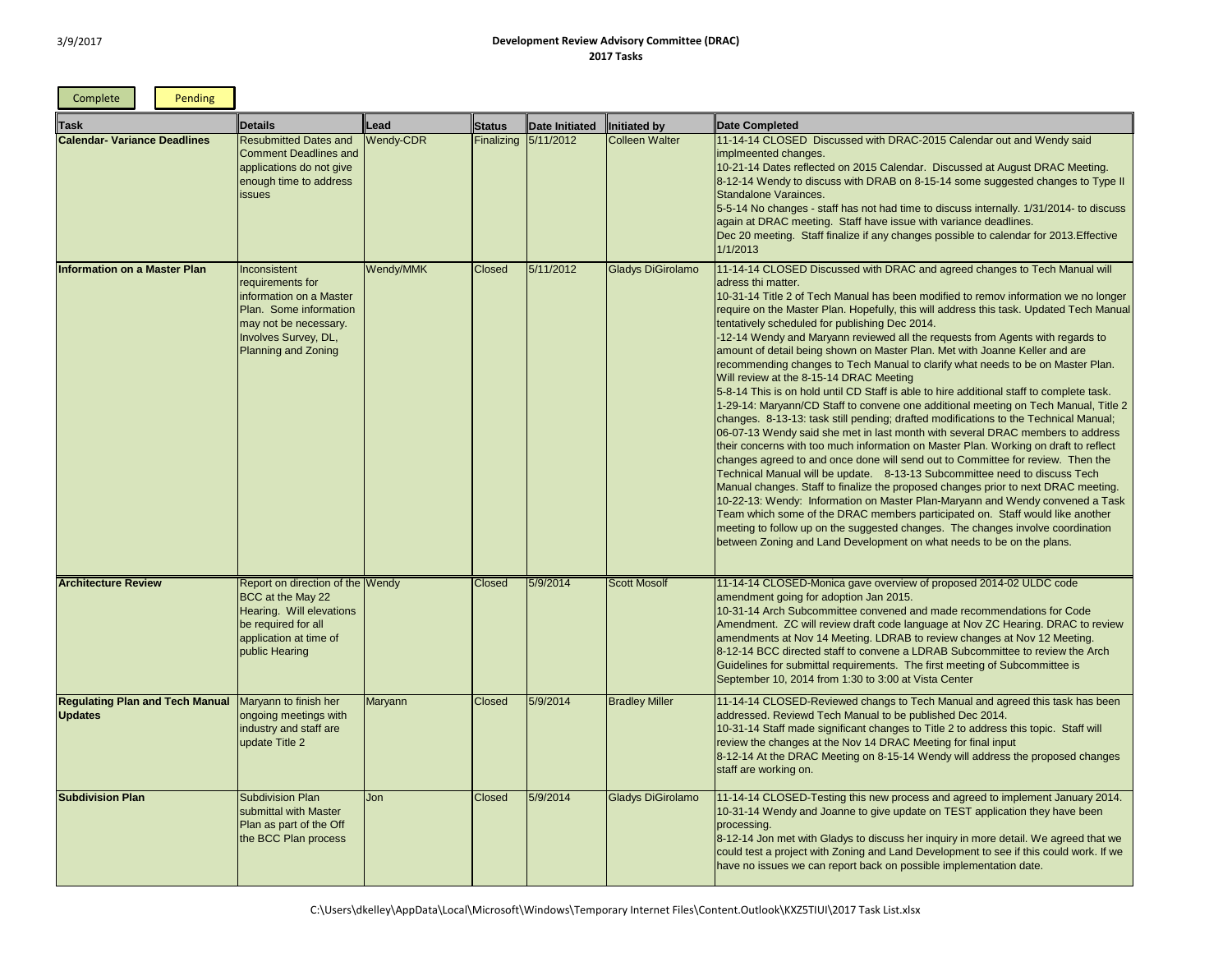# Development Review Advisory Committee (DRAC)
## 2017 Tasks

Complete | Pending

| Task | Details | Lead | Status | Date Initiated | Initiated by | Date Completed |
|---|---|---|---|---|---|---|
| **Calendar- Variance Deadlines** | Resubmitted Dates and Comment Deadlines and applications do not give enough time to address issues | Wendy-CDR | Finalizing | 5/11/2012 | Colleen Walter | 11-14-14 CLOSED Discussed with DRAC-2015 Calendar out and Wendy said implmeented changes.<br>10-21-14 Dates reflected on 2015 Calendar. Discussed at August DRAC Meeting.<br>8-12-14 Wendy to discuss with DRAB on 8-15-14 some suggested changes to Type II Standalone Varainces.<br>5-5-14 No changes - staff has not had time to discuss internally. 1/31/2014- to discuss again at DRAC meeting. Staff have issue with variance deadlines.<br>Dec 20 meeting. Staff finalize if any changes possible to calendar for 2013.Effective 1/1/2013 |
| **Information on a Master Plan** | Inconsistent requirements for information on a Master Plan. Some information may not be necessary. Involves Survey, DL, Planning and Zoning | Wendy/MMK | Closed | 5/11/2012 | Gladys DiGirolamo | 11-14-14 CLOSED Discussed with DRAC and agreed changes to Tech Manual will adress thi matter.<br>10-31-14 Title 2 of Tech Manual has been modified to remov information we no longer require on the Master Plan. Hopefully, this will address this task. Updated Tech Manual tentatively scheduled for publishing Dec 2014.<br>-12-14 Wendy and Maryann reviewed all the requests from Agents with regards to amount of detail being shown on Master Plan. Met with Joanne Keller and are recommending changes to Tech Manual to clarify what needs to be on Master Plan. Will review at the 8-15-14 DRAC Meeting<br>5-8-14 This is on hold until CD Staff is able to hire additional staff to complete task.<br>1-29-14: Maryann/CD Staff to convene one additional meeting on Tech Manual, Title 2 changes. 8-13-13: task still pending; drafted modifications to the Technical Manual; 06-07-13 Wendy said she met in last month with several DRAC members to address their concerns with too much information on Master Plan. Working on draft to reflect changes agreed to and once done will send out to Committee for review. Then the Technical Manual will be update. 8-13-13 Subcommittee need to discuss Tech Manual changes. Staff to finalize the proposed changes prior to next DRAC meeting. 10-22-13: Wendy: Information on Master Plan-Maryann and Wendy convened a Task Team which some of the DRAC members participated on. Staff would like another meeting to follow up on the suggested changes. The changes involve coordination between Zoning and Land Development on what needs to be on the plans. |
| **Architecture Review** | Report on direction of the BCC at the May 22 Hearing. Will elevations be required for all application at time of public Hearing | Wendy | Closed | 5/9/2014 | Scott Mosolf | 11-14-14 CLOSED-Monica gave overview of proposed 2014-02 ULDC code amendment going for adoption Jan 2015.<br>10-31-14 Arch Subcommittee convened and made recommendations for Code Amendment. ZC will review draft code language at Nov ZC Hearing. DRAC to review amendments at Nov 14 Meeting. LDRAB to review changes at Nov 12 Meeting.<br>8-12-14 BCC directed staff to convene a LDRAB Subcommittee to review the Arch Guidelines for submittal requirements. The first meeting of Subcommittee is September 10, 2014 from 1:30 to 3:00 at Vista Center |
| **Regulating Plan and Tech Manual Updates** | Maryann to finish her ongoing meetings with industry and staff are update Title 2 | Maryann | Closed | 5/9/2014 | Bradley Miller | 11-14-14 CLOSED-Reviewed changs to Tech Manual and agreed this task has been addressed. Reviewd Tech Manual to be published Dec 2014.<br>10-31-14 Staff made significant changes to Title 2 to address this topic. Staff will review the changes at the Nov 14 DRAC Meeting for final input<br>8-12-14 At the DRAC Meeting on 8-15-14 Wendy will address the proposed changes staff are working on. |
| **Subdivision Plan** | Subdivision Plan submittal with Master Plan as part of the Off the BCC Plan process | Jon | Closed | 5/9/2014 | Gladys DiGirolamo | 11-14-14 CLOSED-Testing this new process and agreed to implement January 2014.<br>10-31-14 Wendy and Joanne to give update on TEST application they have been processing.<br>8-12-14 Jon met with Gladys to discuss her inquiry in more detail. We agreed that we could test a project with Zoning and Land Development to see if this could work. If we have no issues we can report back on possible implementation date. |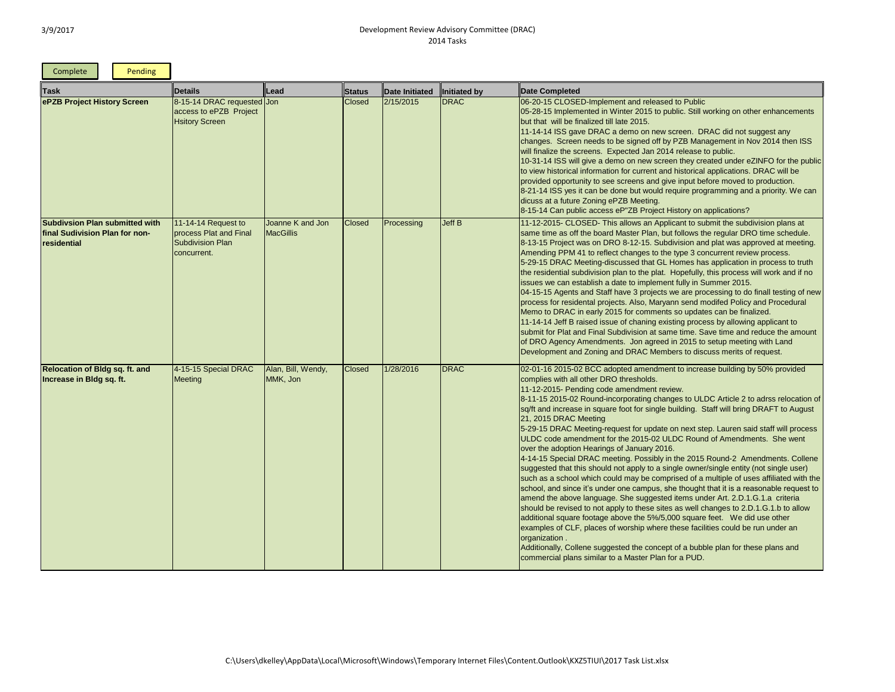Development Review Advisory Committee (DRAC)
2014 Tasks

| Complete | Pending |
|---|---|

| Task | Details | Lead | Status | Date Initiated | Initiated by | Date Completed |
|---|---|---|---|---|---|---|
| **ePZB Project History Screen** | 8-15-14 DRAC requested access to ePZB Project Hsitory Screen | Jon | Closed | 2/15/2015 | DRAC | 06-20-15 CLOSED-Implement and released to Public<br>05-28-15 Implemented in Winter 2015 to public. Still working on other enhancements but that will be finalized till late 2015.<br>11-14-14 ISS gave DRAC a demo on new screen. DRAC did not suggest any changes. Screen needs to be signed off by PZB Management in Nov 2014 then ISS will finalize the screens. Expected Jan 2014 release to public.<br>10-31-14 ISS will give a demo on new screen they created under eZINFO for the public to view historical information for current and historical applications. DRAC will be provided opportunity to see screens and give input before moved to production.<br>8-21-14 ISS yes it can be done but would require programming and a priority. We can dicuss at a future Zoning ePZB Meeting.<br>8-15-14 Can public access eP"ZB Project History on applications? |
| **Subdivsion Plan submitted with final Sudivision Plan for non-residential** | 11-14-14 Request to process Plat and Final Subdivision Plan concurrent. | Joanne K and Jon MacGillis | Closed | Processing | Jeff B | 11-12-2015- CLOSED- This allows an Applicant to submit the subdivision plans at same time as off the board Master Plan, but follows the regular DRO time schedule.<br>8-13-15 Project was on DRO 8-12-15. Subdivision and plat was approved at meeting. Amending PPM 41 to reflect changes to the type 3 concurrent review process.<br>5-29-15 DRAC Meeting-discussed that GL Homes has application in process to truth the residential subdivision plan to the plat. Hopefully, this process will work and if no issues we can establish a date to implement fully in Summer 2015.<br>04-15-15 Agents and Staff have 3 projects we are processing to do finall testing of new process for residental projects. Also, Maryann send modifed Policy and Procedural Memo to DRAC in early 2015 for comments so updates can be finalized.<br>11-14-14 Jeff B raised issue of chaning existing process by allowing applicant to submit for Plat and Final Subdivision at same time. Save time and reduce the amount of DRO Agency Amendments. Jon agreed in 2015 to setup meeting with Land Development and Zoning and DRAC Members to discuss merits of request. |
| **Relocation of Bldg sq. ft. and Increase in Bldg sq. ft.** | 4-15-15 Special DRAC Meeting | Alan, Bill, Wendy, MMK, Jon | Closed | 1/28/2016 | DRAC | 02-01-16 2015-02 BCC adopted amendment to increase building by 50% provided complies with all other DRO thresholds.<br>11-12-2015- Pending code amendment review.<br>8-11-15 2015-02 Round-incorporating changes to ULDC Article 2 to adrss relocation of sq/ft and increase in square foot for single building. Staff will bring DRAFT to August 21, 2015 DRAC Meeting<br>5-29-15 DRAC Meeting-request for update on next step. Lauren said staff will process ULDC code amendment for the 2015-02 ULDC Round of Amendments. She went over the adoption Hearings of January 2016.<br>4-14-15 Special DRAC meeting. Possibly in the 2015 Round-2 Amendments. Collene suggested that this should not apply to a single owner/single entity (not single user) such as a school which could may be comprised of a multiple of uses affiliated with the school, and since it's under one campus, she thought that it is a reasonable request to amend the above language. She suggested items under Art. 2.D.1.G.1.a criteria should be revised to not apply to these sites as well changes to 2.D.1.G.1.b to allow additional square footage above the 5%/5,000 square feet. We did use other examples of CLF, places of worship where these facilities could be run under an organization .<br>Additionally, Collene suggested the concept of a bubble plan for these plans and commercial plans similar to a Master Plan for a PUD. |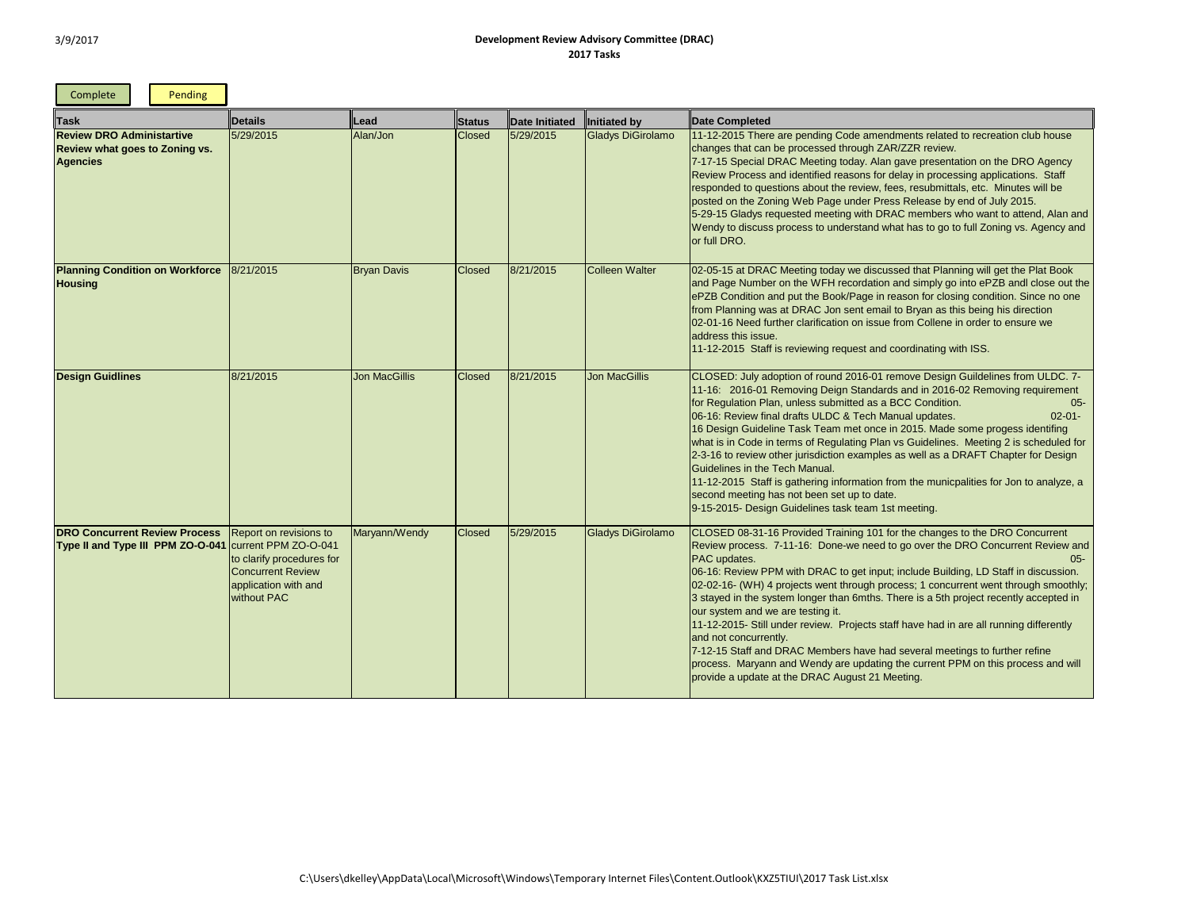3/9/2017

# Development Review Advisory Committee (DRAC)
## 2017 Tasks

Complete | Pending

| Task | Details | Lead | Status | Date Initiated | Initiated by | Date Completed |
|---|---|---|---|---|---|---|
| **Review DRO Administartive Review what goes to Zoning vs. Agencies** | 5/29/2015 | Alan/Jon | Closed | 5/29/2015 | Gladys DiGirolamo | 11-12-2015 There are pending Code amendments related to recreation club house changes that can be processed through ZAR/ZZR review. 7-17-15 Special DRAC Meeting today. Alan gave presentation on the DRO Agency Review Process and identified reasons for delay in processing applications. Staff responded to questions about the review, fees, resubmittals, etc. Minutes will be posted on the Zoning Web Page under Press Release by end of July 2015. 5-29-15 Gladys requested meeting with DRAC members who want to attend, Alan and Wendy to discuss process to understand what has to go to full Zoning vs. Agency and or full DRO. |
| **Planning Condition on Workforce Housing** | 8/21/2015 | Bryan Davis | Closed | 8/21/2015 | Colleen Walter | 02-05-15 at DRAC Meeting today we discussed that Planning will get the Plat Book and Page Number on the WFH recordation and simply go into ePZB andl close out the ePZB Condition and put the Book/Page in reason for closing condition. Since no one from Planning was at DRAC Jon sent email to Bryan as this being his direction 02-01-16 Need further clarification on issue from Collene in order to ensure we address this issue. 11-12-2015 Staff is reviewing request and coordinating with ISS. |
| **Design Guidlines** | 8/21/2015 | Jon MacGillis | Closed | 8/21/2015 | Jon MacGillis | CLOSED: July adoption of round 2016-01 remove Design Guildelines from ULDC. 7-11-16: 2016-01 Removing Deign Standards and in 2016-02 Removing requirement for Regulation Plan, unless submitted as a BCC Condition. 05-06-16: Review final drafts ULDC & Tech Manual updates. 02-01-16 Design Guideline Task Team met once in 2015. Made some progess identifing what is in Code in terms of Regulating Plan vs Guidelines. Meeting 2 is scheduled for 2-3-16 to review other jurisdiction examples as well as a DRAFT Chapter for Design Guidelines in the Tech Manual. 11-12-2015 Staff is gathering information from the municpalities for Jon to analyze, a second meeting has not been set up to date. 9-15-2015- Design Guidelines task team 1st meeting. |
| **DRO Concurrent Review Process Type II and Type III PPM ZO-O-041** | Report on revisions to current PPM ZO-O-041 to clarify procedures for Concurrent Review application with and without PAC | Maryann/Wendy | Closed | 5/29/2015 | Gladys DiGirolamo | CLOSED 08-31-16 Provided Training 101 for the changes to the DRO Concurrent Review process. 7-11-16: Done-we need to go over the DRO Concurrent Review and PAC updates. 05-06-16: Review PPM with DRAC to get input; include Building, LD Staff in discussion. 02-02-16- (WH) 4 projects went through process; 1 concurrent went through smoothly; 3 stayed in the system longer than 6mths. There is a 5th project recently accepted in our system and we are testing it. 11-12-2015- Still under review. Projects staff have had in are all running differently and not concurrently. 7-12-15 Staff and DRAC Members have had several meetings to further refine process. Maryann and Wendy are updating the current PPM on this process and will provide a update at the DRAC August 21 Meeting. |

C:\Users\dkelley\AppData\Local\Microsoft\Windows\Temporary Internet Files\Content.Outlook\KXZ5TIUI\2017 Task List.xlsx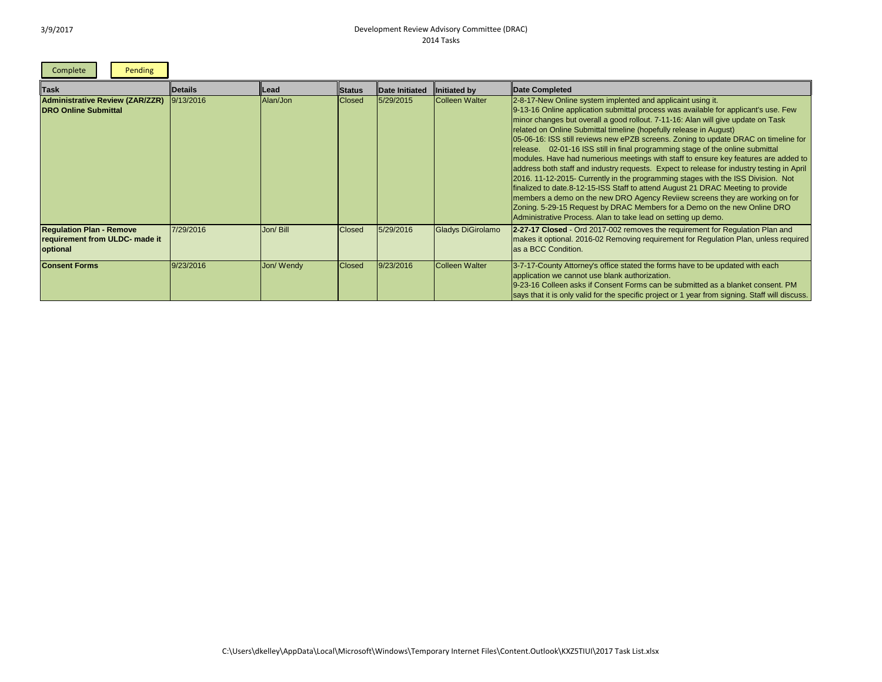Development Review Advisory Committee (DRAC)
2014 Tasks

Complete | Pending

| Task | Details | Lead | Status | Date Initiated | Initiated by | Date Completed |
|---|---|---|---|---|---|---|
| **Administrative Review (ZAR/ZZR) DRO Online Submittal** | 9/13/2016 | Alan/Jon | Closed | 5/29/2015 | Colleen Walter | 2-8-17-New Online system implented and applicaint using it. 9-13-16 Online application submittal process was available for applicant's use. Few minor changes but overall a good rollout. 7-11-16: Alan will give update on Task related on Online Submittal timeline (hopefully release in August) 05-06-16: ISS still reviews new ePZB screens. Zoning to update DRAC on timeline for release. 02-01-16 ISS still in final programming stage of the online submittal modules. Have had numerious meetings with staff to ensure key features are added to address both staff and industry requests. Expect to release for industry testing in April 2016. 11-12-2015- Currently in the programming stages with the ISS Division. Not finalized to date.8-12-15-ISS Staff to attend August 21 DRAC Meeting to provide members a demo on the new DRO Agency Reviiew screens they are working on for Zoning. 5-29-15 Request by DRAC Members for a Demo on the new Online DRO Administrative Process. Alan to take lead on setting up demo. |
| **Regulation Plan - Remove requirement from ULDC- made it optional** | 7/29/2016 | Jon/ Bill | Closed | 5/29/2016 | Gladys DiGirolamo | **2-27-17 Closed** - Ord 2017-002 removes the requirement for Regulation Plan and makes it optional. 2016-02 Removing requirement for Regulation Plan, unless required as a BCC Condition. |
| **Consent Forms** | 9/23/2016 | Jon/ Wendy | Closed | 9/23/2016 | Colleen Walter | 3-7-17-County Attorney's office stated the forms have to be updated with each application we cannot use blank authorization. 9-23-16 Colleen asks if Consent Forms can be submitted as a blanket consent. PM says that it is only valid for the specific project or 1 year from signing. Staff will discuss. |